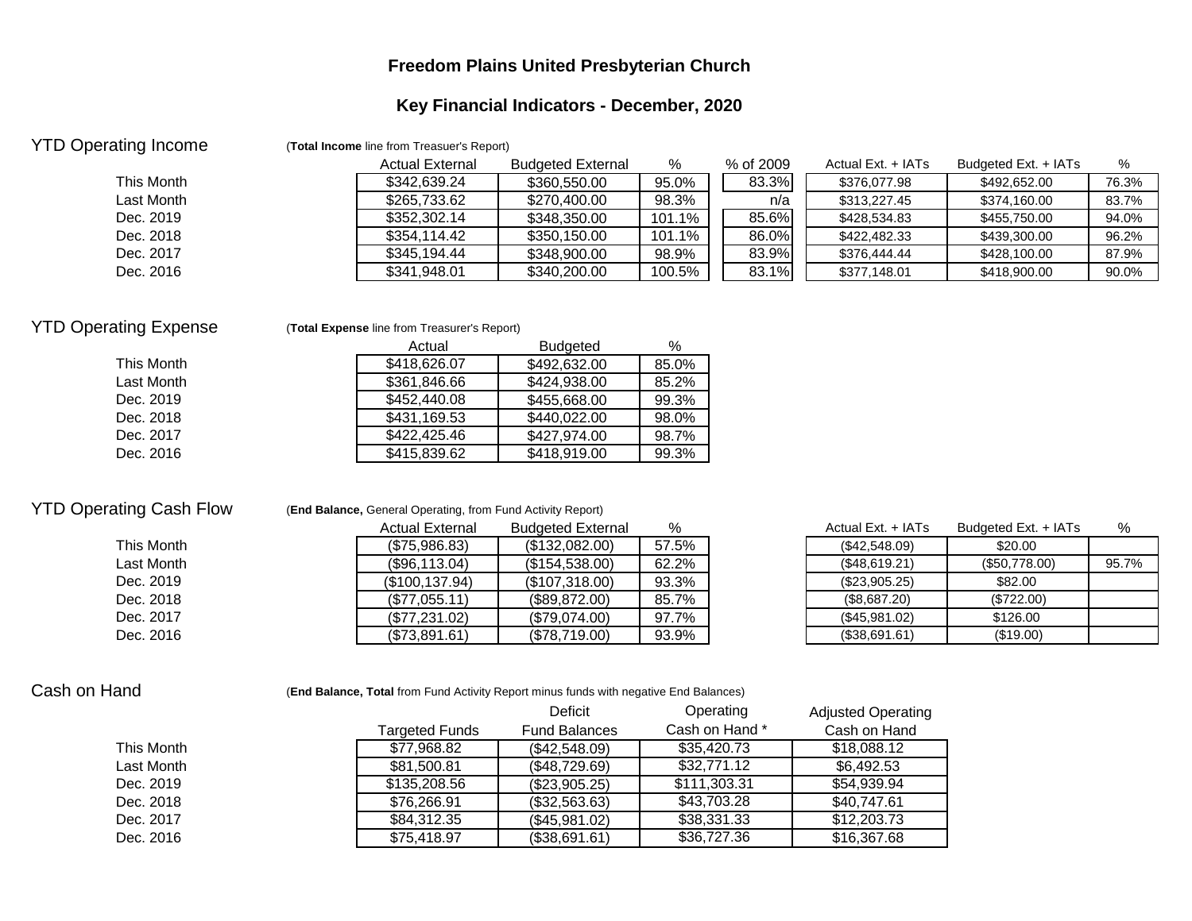# Freedom Plains United Presbyterian Church

## Key Financial Indicators - December, 2020

### YTD Operating Income

(**Total Income** line from Treasuer's Report)

| | Actual External | Budgeted External | % | % of 2009 | Actual Ext. + IATs | Budgeted Ext. + IATs | % |
|---|---|---|---|---|---|---|---|
| This Month | $342,639.24 | $360,550.00 | 95.0% | 83.3% | $376,077.98 | $492,652.00 | 76.3% |
| Last Month | $265,733.62 | $270,400.00 | 98.3% | n/a | $313,227.45 | $374,160.00 | 83.7% |
| Dec. 2019 | $352,302.14 | $348,350.00 | 101.1% | 85.6% | $428,534.83 | $455,750.00 | 94.0% |
| Dec. 2018 | $354,114.42 | $350,150.00 | 101.1% | 86.0% | $422,482.33 | $439,300.00 | 96.2% |
| Dec. 2017 | $345,194.44 | $348,900.00 | 98.9% | 83.9% | $376,444.44 | $428,100.00 | 87.9% |
| Dec. 2016 | $341,948.01 | $340,200.00 | 100.5% | 83.1% | $377,148.01 | $418,900.00 | 90.0% |

### YTD Operating Expense

(**Total Expense** line from Treasurer's Report)

| | Actual | Budgeted | % |
|---|---|---|---|
| This Month | $418,626.07 | $492,632.00 | 85.0% |
| Last Month | $361,846.66 | $424,938.00 | 85.2% |
| Dec. 2019 | $452,440.08 | $455,668.00 | 99.3% |
| Dec. 2018 | $431,169.53 | $440,022.00 | 98.0% |
| Dec. 2017 | $422,425.46 | $427,974.00 | 98.7% |
| Dec. 2016 | $415,839.62 | $418,919.00 | 99.3% |

### YTD Operating Cash Flow

(**End Balance,** General Operating, from Fund Activity Report)

| | Actual External | Budgeted External | % | Actual Ext. + IATs | Budgeted Ext. + IATs | % |
|---|---|---|---|---|---|---|
| This Month | ($75,986.83) | ($132,082.00) | 57.5% | ($42,548.09) | $20.00 | |
| Last Month | ($96,113.04) | ($154,538.00) | 62.2% | ($48,619.21) | ($50,778.00) | 95.7% |
| Dec. 2019 | ($100,137.94) | ($107,318.00) | 93.3% | ($23,905.25) | $82.00 | |
| Dec. 2018 | ($77,055.11) | ($89,872.00) | 85.7% | ($8,687.20) | ($722.00) | |
| Dec. 2017 | ($77,231.02) | ($79,074.00) | 97.7% | ($45,981.02) | $126.00 | |
| Dec. 2016 | ($73,891.61) | ($78,719.00) | 93.9% | ($38,691.61) | ($19.00) | |

### Cash on Hand

(**End Balance, Total** from Fund Activity Report minus funds with negative End Balances)

| | Targeted Funds | Deficit Fund Balances | Operating Cash on Hand * | Adjusted Operating Cash on Hand |
|---|---|---|---|---|
| This Month | $77,968.82 | ($42,548.09) | $35,420.73 | $18,088.12 |
| Last Month | $81,500.81 | ($48,729.69) | $32,771.12 | $6,492.53 |
| Dec. 2019 | $135,208.56 | ($23,905.25) | $111,303.31 | $54,939.94 |
| Dec. 2018 | $76,266.91 | ($32,563.63) | $43,703.28 | $40,747.61 |
| Dec. 2017 | $84,312.35 | ($45,981.02) | $38,331.33 | $12,203.73 |
| Dec. 2016 | $75,418.97 | ($38,691.61) | $36,727.36 | $16,367.68 |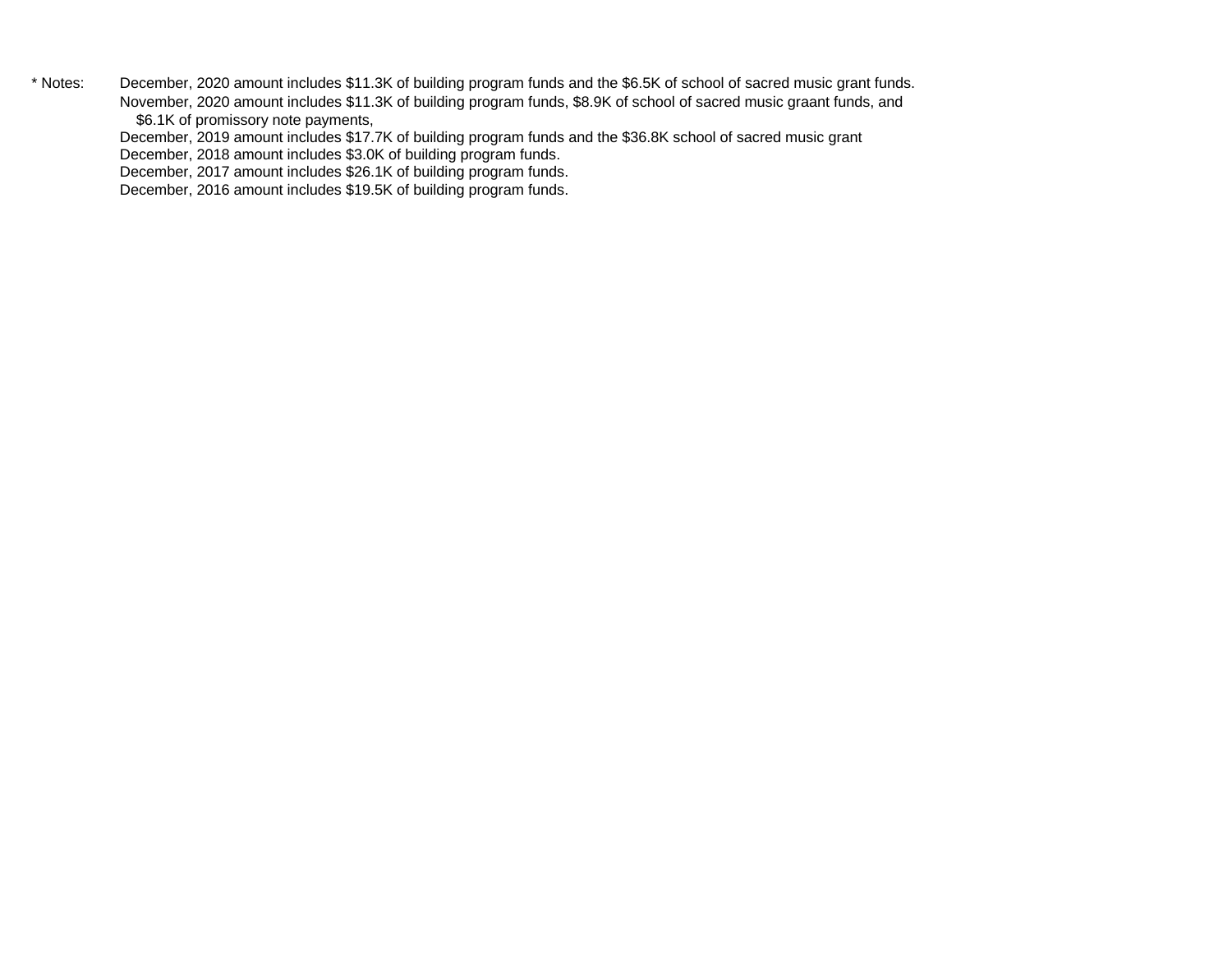\* Notes: December, 2020 amount includes $11.3K of building program funds and the $6.5K of school of sacred music grant funds.
November, 2020 amount includes $11.3K of building program funds, $8.9K of school of sacred music graant funds, and
$6.1K of promissory note payments,
December, 2019 amount includes $17.7K of building program funds and the $36.8K school of sacred music grant
December, 2018 amount includes $3.0K of building program funds.
December, 2017 amount includes $26.1K of building program funds.
December, 2016 amount includes $19.5K of building program funds.